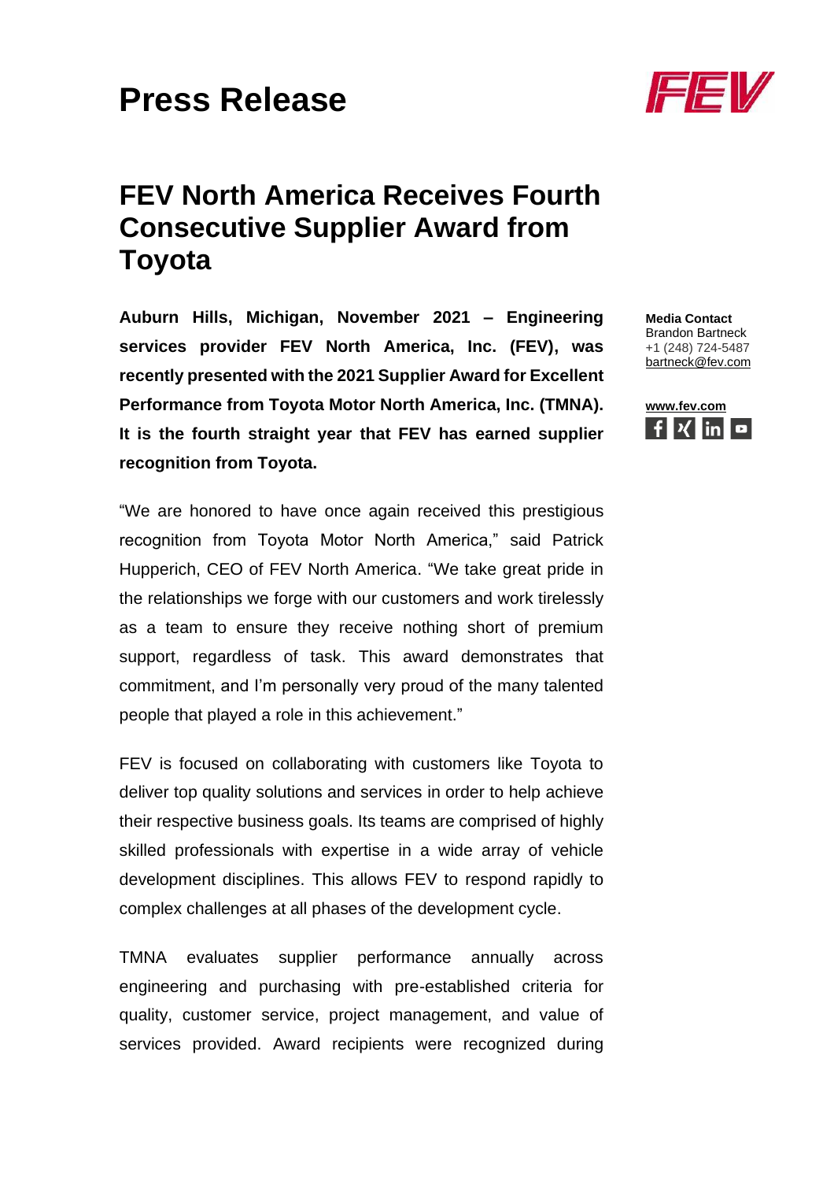# Press Release

## FEV North America Receives Fourth Consecutive Supplier Award from Toyota

**Media Contact**
Brandon Bartneck
+1 (248) 724-5487
bartneck@fev.com

**www.fev.com**

**Auburn Hills, Michigan, November 2021 – Engineering services provider FEV North America, Inc. (FEV), was recently presented with the 2021 Supplier Award for Excellent Performance from Toyota Motor North America, Inc. (TMNA). It is the fourth straight year that FEV has earned supplier recognition from Toyota.**

"We are honored to have once again received this prestigious recognition from Toyota Motor North America," said Patrick Hupperich, CEO of FEV North America. "We take great pride in the relationships we forge with our customers and work tirelessly as a team to ensure they receive nothing short of premium support, regardless of task. This award demonstrates that commitment, and I'm personally very proud of the many talented people that played a role in this achievement."

FEV is focused on collaborating with customers like Toyota to deliver top quality solutions and services in order to help achieve their respective business goals. Its teams are comprised of highly skilled professionals with expertise in a wide array of vehicle development disciplines. This allows FEV to respond rapidly to complex challenges at all phases of the development cycle.

TMNA evaluates supplier performance annually across engineering and purchasing with pre-established criteria for quality, customer service, project management, and value of services provided. Award recipients were recognized during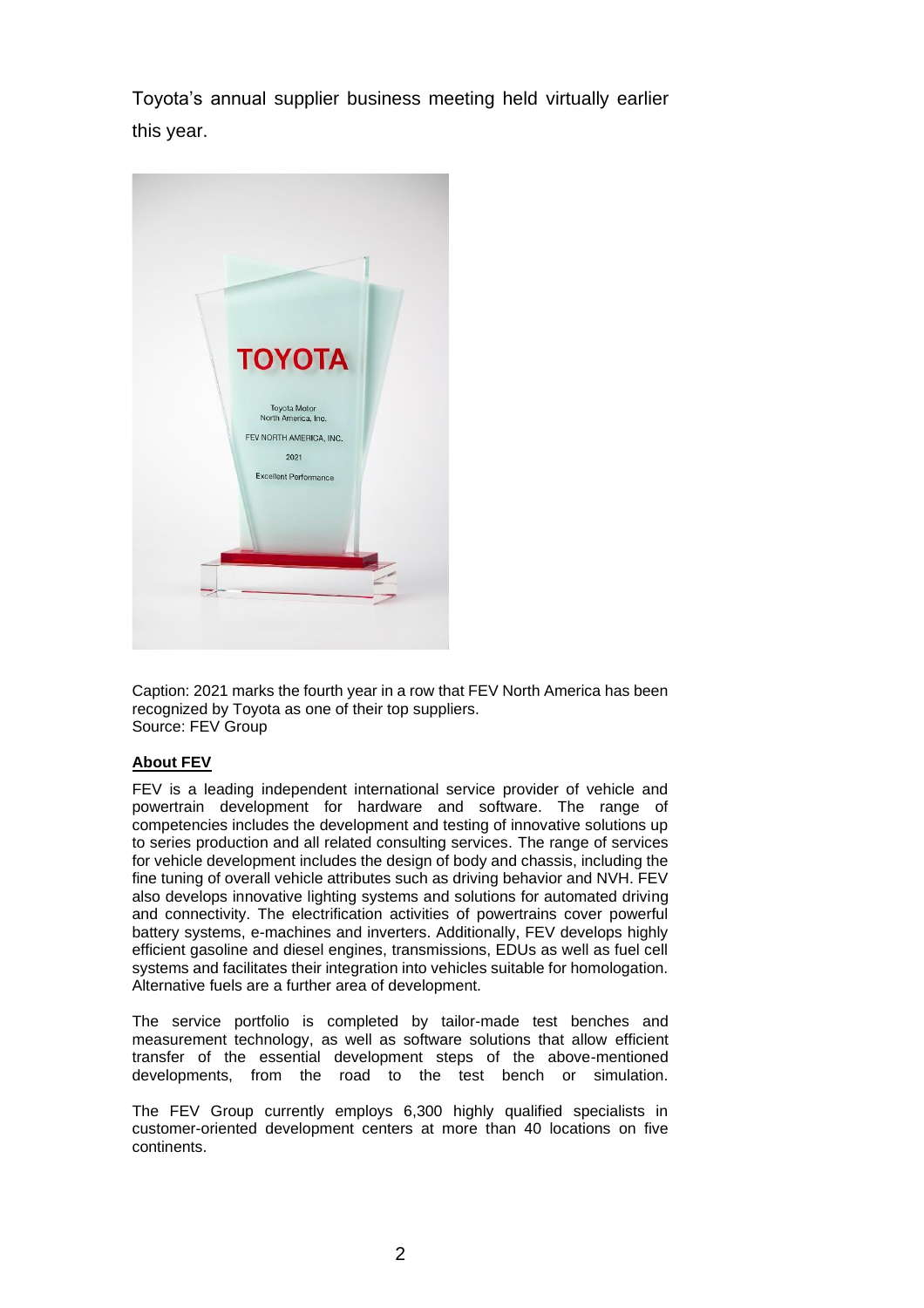Toyota's annual supplier business meeting held virtually earlier this year.

Caption: 2021 marks the fourth year in a row that FEV North America has been recognized by Toyota as one of their top suppliers.
Source: FEV Group

**About FEV**

FEV is a leading independent international service provider of vehicle and powertrain development for hardware and software. The range of competencies includes the development and testing of innovative solutions up to series production and all related consulting services. The range of services for vehicle development includes the design of body and chassis, including the fine tuning of overall vehicle attributes such as driving behavior and NVH. FEV also develops innovative lighting systems and solutions for automated driving and connectivity. The electrification activities of powertrains cover powerful battery systems, e-machines and inverters. Additionally, FEV develops highly efficient gasoline and diesel engines, transmissions, EDUs as well as fuel cell systems and facilitates their integration into vehicles suitable for homologation. Alternative fuels are a further area of development.

The service portfolio is completed by tailor-made test benches and measurement technology, as well as software solutions that allow efficient transfer of the essential development steps of the above-mentioned developments, from the road to the test bench or simulation.

The FEV Group currently employs 6,300 highly qualified specialists in customer-oriented development centers at more than 40 locations on five continents.